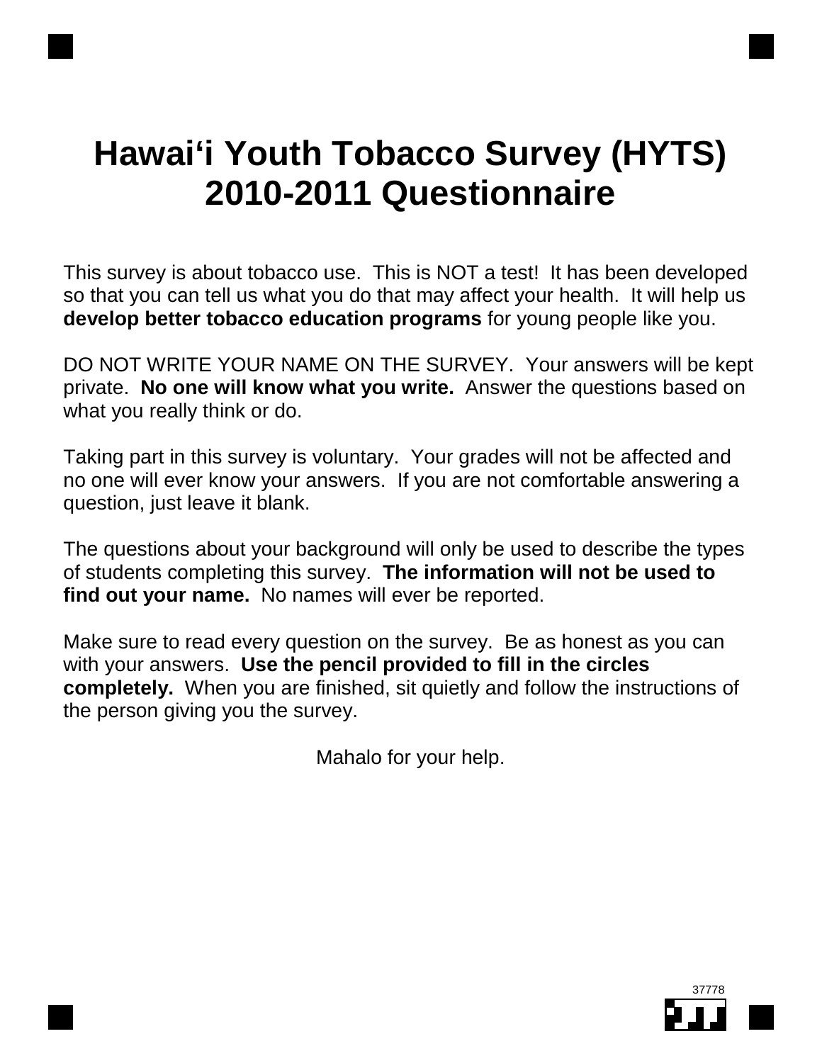# Hawai‘i Youth Tobacco Survey (HYTS) 2010-2011 Questionnaire

This survey is about tobacco use. This is NOT a test! It has been developed so that you can tell us what you do that may affect your health. It will help us **develop better tobacco education programs** for young people like you.

DO NOT WRITE YOUR NAME ON THE SURVEY. Your answers will be kept private. **No one will know what you write.** Answer the questions based on what you really think or do.

Taking part in this survey is voluntary. Your grades will not be affected and no one will ever know your answers. If you are not comfortable answering a question, just leave it blank.

The questions about your background will only be used to describe the types of students completing this survey. **The information will not be used to find out your name.** No names will ever be reported.

Make sure to read every question on the survey. Be as honest as you can with your answers. **Use the pencil provided to fill in the circles completely.** When you are finished, sit quietly and follow the instructions of the person giving you the survey.

Mahalo for your help.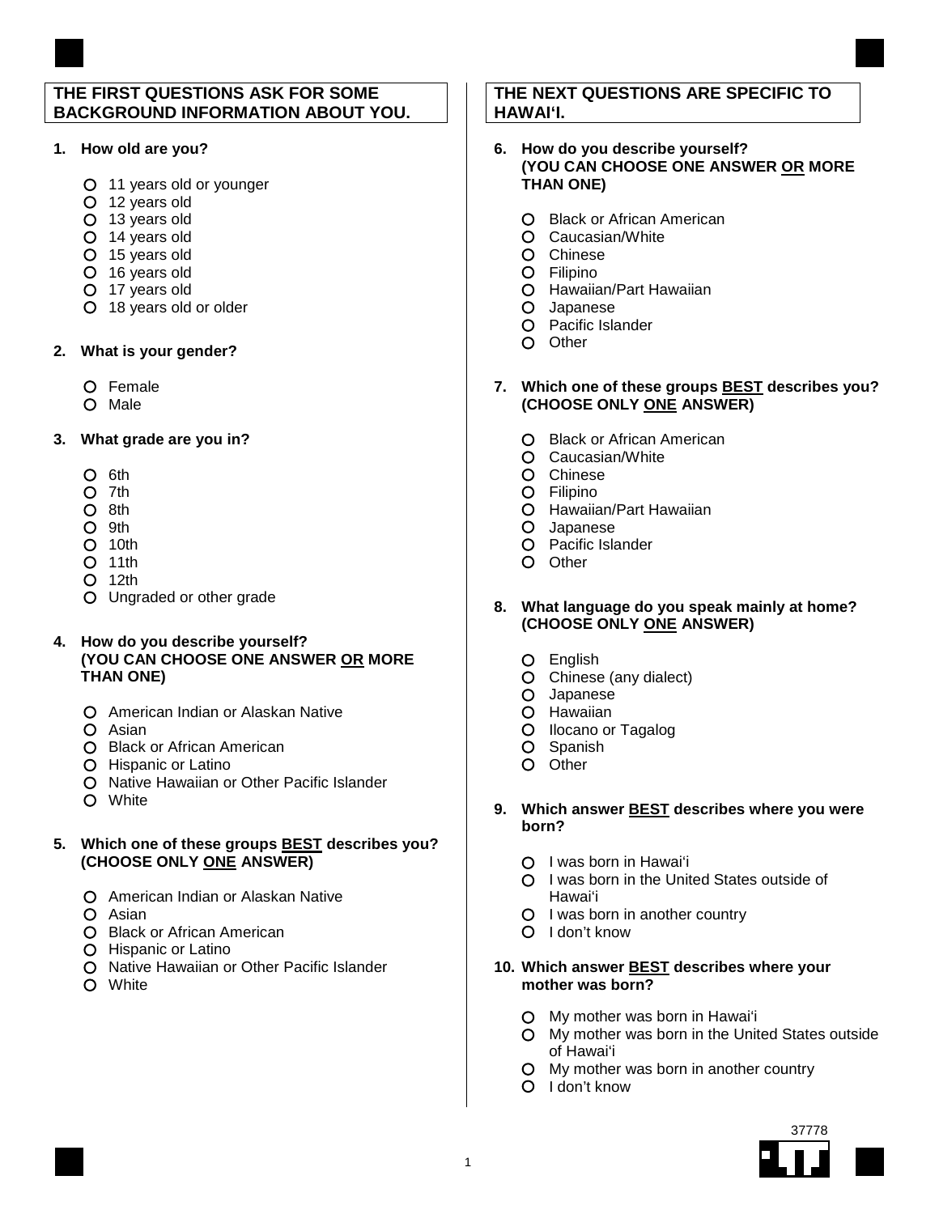## THE FIRST QUESTIONS ASK FOR SOME BACKGROUND INFORMATION ABOUT YOU.

**1. How old are you?**

- ○ 11 years old or younger
- ○ 12 years old
- ○ 13 years old
- ○ 14 years old
- ○ 15 years old
- ○ 16 years old
- ○ 17 years old
- ○ 18 years old or older

**2. What is your gender?**

- ○ Female
- ○ Male

**3. What grade are you in?**

- ○ 6th
- ○ 7th
- ○ 8th
- ○ 9th
- ○ 10th
- ○ 11th
- ○ 12th
- ○ Ungraded or other grade

**4. How do you describe yourself? (YOU CAN CHOOSE ONE ANSWER OR MORE THAN ONE)**

- ○ American Indian or Alaskan Native
- ○ Asian
- ○ Black or African American
- ○ Hispanic or Latino
- ○ Native Hawaiian or Other Pacific Islander
- ○ White

**5. Which one of these groups BEST describes you? (CHOOSE ONLY ONE ANSWER)**

- ○ American Indian or Alaskan Native
- ○ Asian
- ○ Black or African American
- ○ Hispanic or Latino
- ○ Native Hawaiian or Other Pacific Islander
- ○ White

## THE NEXT QUESTIONS ARE SPECIFIC TO HAWAI'I.

**6. How do you describe yourself? (YOU CAN CHOOSE ONE ANSWER OR MORE THAN ONE)**

- ○ Black or African American
- ○ Caucasian/White
- ○ Chinese
- ○ Filipino
- ○ Hawaiian/Part Hawaiian
- ○ Japanese
- ○ Pacific Islander
- ○ Other

**7. Which one of these groups BEST describes you? (CHOOSE ONLY ONE ANSWER)**

- ○ Black or African American
- ○ Caucasian/White
- ○ Chinese
- ○ Filipino
- ○ Hawaiian/Part Hawaiian
- ○ Japanese
- ○ Pacific Islander
- ○ Other

**8. What language do you speak mainly at home? (CHOOSE ONLY ONE ANSWER)**

- ○ English
- ○ Chinese (any dialect)
- ○ Japanese
- ○ Hawaiian
- ○ Ilocano or Tagalog
- ○ Spanish
- ○ Other

**9. Which answer BEST describes where you were born?**

- ○ I was born in Hawai'i
- ○ I was born in the United States outside of Hawai'i
- ○ I was born in another country
- ○ I don't know

**10. Which answer BEST describes where your mother was born?**

- ○ My mother was born in Hawai'i
- ○ My mother was born in the United States outside of Hawai'i
- ○ My mother was born in another country
- ○ I don't know

37778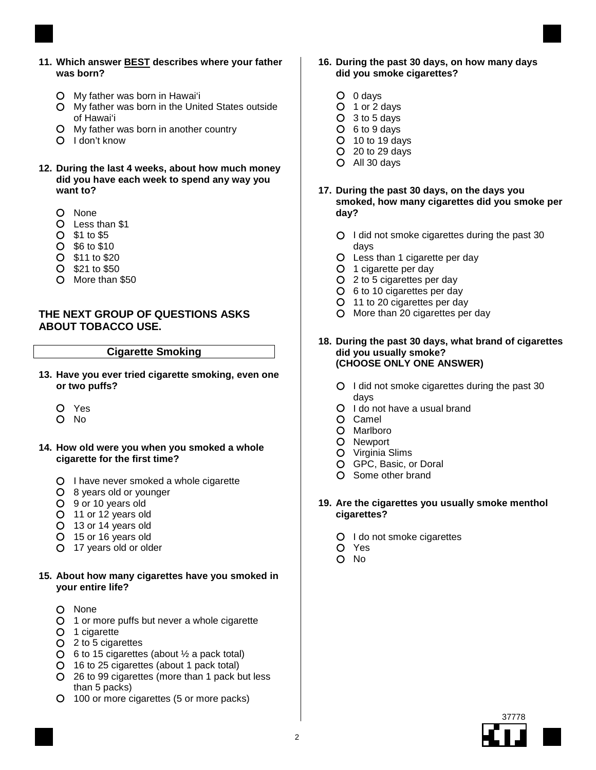**11. Which answer BEST describes where your father was born?**

- My father was born in Hawaiʻi
- My father was born in the United States outside of Hawaiʻi
- My father was born in another country
- I don't know

**12. During the last 4 weeks, about how much money did you have each week to spend any way you want to?**

- None
- Less than $1
- $1 to $5
- $6 to $10
- $11 to $20
- $21 to $50
- More than $50

## THE NEXT GROUP OF QUESTIONS ASKS ABOUT TOBACCO USE.

### Cigarette Smoking

**13. Have you ever tried cigarette smoking, even one or two puffs?**

- Yes
- No

**14. How old were you when you smoked a whole cigarette for the first time?**

- I have never smoked a whole cigarette
- 8 years old or younger
- 9 or 10 years old
- 11 or 12 years old
- 13 or 14 years old
- 15 or 16 years old
- 17 years old or older

**15. About how many cigarettes have you smoked in your entire life?**

- None
- 1 or more puffs but never a whole cigarette
- 1 cigarette
- 2 to 5 cigarettes
- 6 to 15 cigarettes (about ½ a pack total)
- 16 to 25 cigarettes (about 1 pack total)
- 26 to 99 cigarettes (more than 1 pack but less than 5 packs)
- 100 or more cigarettes (5 or more packs)

**16. During the past 30 days, on how many days did you smoke cigarettes?**

- 0 days
- 1 or 2 days
- 3 to 5 days
- 6 to 9 days
- 10 to 19 days
- 20 to 29 days
- All 30 days

**17. During the past 30 days, on the days you smoked, how many cigarettes did you smoke per day?**

- I did not smoke cigarettes during the past 30 days
- Less than 1 cigarette per day
- 1 cigarette per day
- 2 to 5 cigarettes per day
- 6 to 10 cigarettes per day
- 11 to 20 cigarettes per day
- More than 20 cigarettes per day

**18. During the past 30 days, what brand of cigarettes did you usually smoke? (CHOOSE ONLY ONE ANSWER)**

- I did not smoke cigarettes during the past 30 days
- I do not have a usual brand
- Camel
- Marlboro
- Newport
- Virginia Slims
- GPC, Basic, or Doral
- Some other brand

**19. Are the cigarettes you usually smoke menthol cigarettes?**

- I do not smoke cigarettes
- Yes
- No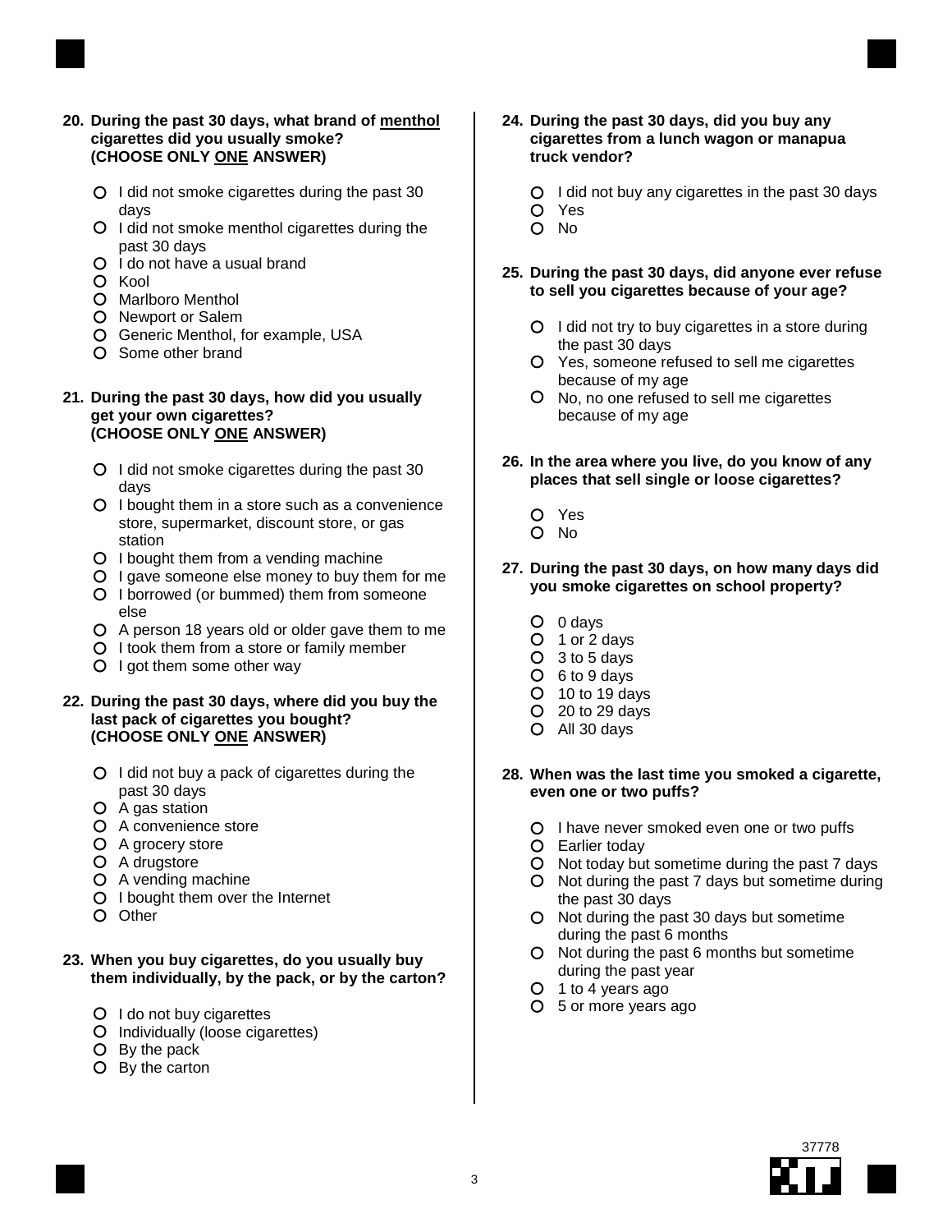**20. During the past 30 days, what brand of <u>menthol</u> cigarettes did you usually smoke? (CHOOSE ONLY <u>ONE</u> ANSWER)**

- ○ I did not smoke cigarettes during the past 30 days
- ○ I did not smoke menthol cigarettes during the past 30 days
- ○ I do not have a usual brand
- ○ Kool
- ○ Marlboro Menthol
- ○ Newport or Salem
- ○ Generic Menthol, for example, USA
- ○ Some other brand

**21. During the past 30 days, how did you usually get your own cigarettes? (CHOOSE ONLY <u>ONE</u> ANSWER)**

- ○ I did not smoke cigarettes during the past 30 days
- ○ I bought them in a store such as a convenience store, supermarket, discount store, or gas station
- ○ I bought them from a vending machine
- ○ I gave someone else money to buy them for me
- ○ I borrowed (or bummed) them from someone else
- ○ A person 18 years old or older gave them to me
- ○ I took them from a store or family member
- ○ I got them some other way

**22. During the past 30 days, where did you buy the last pack of cigarettes you bought? (CHOOSE ONLY <u>ONE</u> ANSWER)**

- ○ I did not buy a pack of cigarettes during the past 30 days
- ○ A gas station
- ○ A convenience store
- ○ A grocery store
- ○ A drugstore
- ○ A vending machine
- ○ I bought them over the Internet
- ○ Other

**23. When you buy cigarettes, do you usually buy them individually, by the pack, or by the carton?**

- ○ I do not buy cigarettes
- ○ Individually (loose cigarettes)
- ○ By the pack
- ○ By the carton

**24. During the past 30 days, did you buy any cigarettes from a lunch wagon or manapua truck vendor?**

- ○ I did not buy any cigarettes in the past 30 days
- ○ Yes
- ○ No

**25. During the past 30 days, did anyone ever refuse to sell you cigarettes because of your age?**

- ○ I did not try to buy cigarettes in a store during the past 30 days
- ○ Yes, someone refused to sell me cigarettes because of my age
- ○ No, no one refused to sell me cigarettes because of my age

**26. In the area where you live, do you know of any places that sell single or loose cigarettes?**

- ○ Yes
- ○ No

**27. During the past 30 days, on how many days did you smoke cigarettes on school property?**

- ○ 0 days
- ○ 1 or 2 days
- ○ 3 to 5 days
- ○ 6 to 9 days
- ○ 10 to 19 days
- ○ 20 to 29 days
- ○ All 30 days

**28. When was the last time you smoked a cigarette, even one or two puffs?**

- ○ I have never smoked even one or two puffs
- ○ Earlier today
- ○ Not today but sometime during the past 7 days
- ○ Not during the past 7 days but sometime during the past 30 days
- ○ Not during the past 30 days but sometime during the past 6 months
- ○ Not during the past 6 months but sometime during the past year
- ○ 1 to 4 years ago
- ○ 5 or more years ago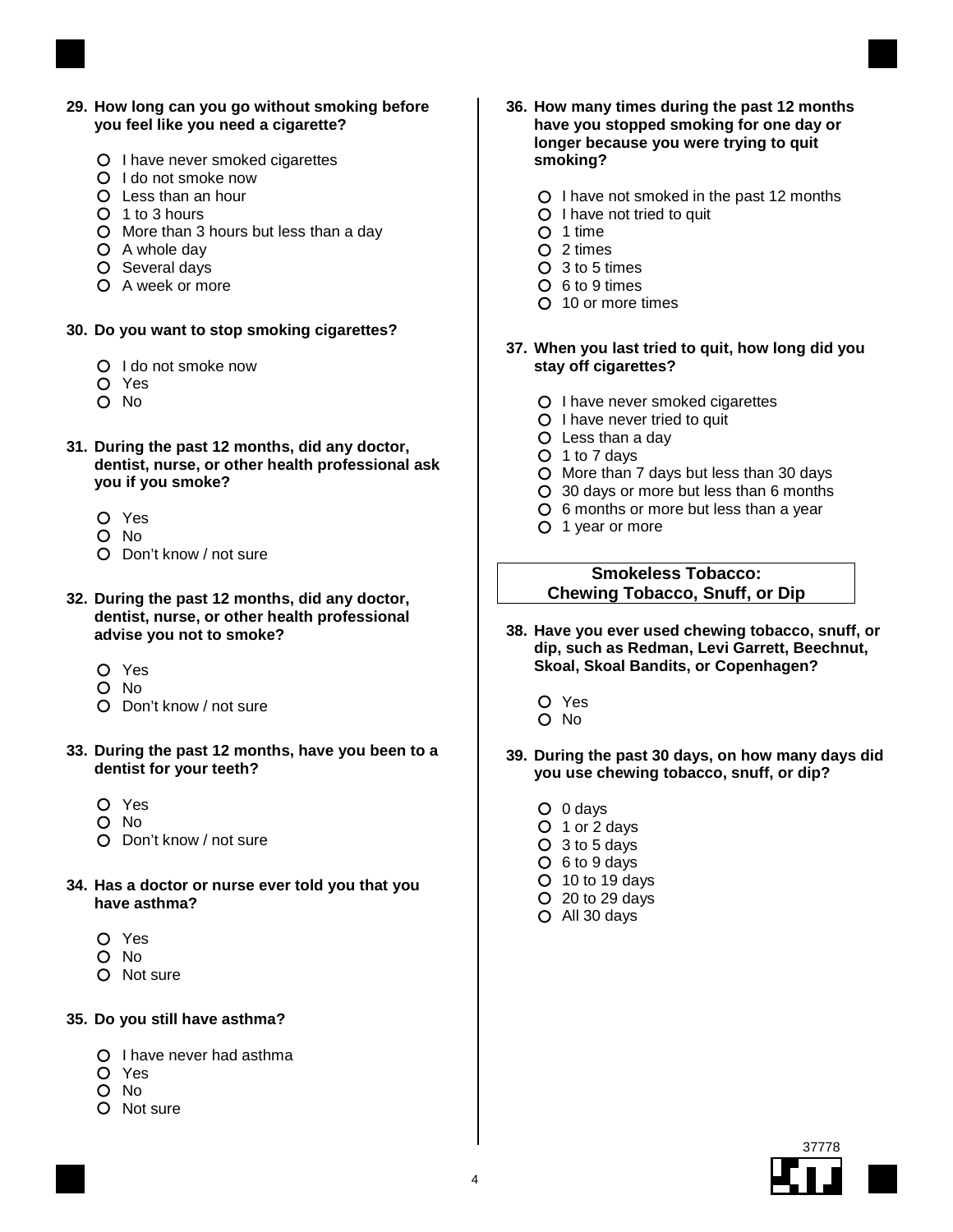**29. How long can you go without smoking before you feel like you need a cigarette?**

- I have never smoked cigarettes
- I do not smoke now
- Less than an hour
- 1 to 3 hours
- More than 3 hours but less than a day
- A whole day
- Several days
- A week or more

**30. Do you want to stop smoking cigarettes?**

- I do not smoke now
- Yes
- No

**31. During the past 12 months, did any doctor, dentist, nurse, or other health professional ask you if you smoke?**

- Yes
- No
- Don't know / not sure

**32. During the past 12 months, did any doctor, dentist, nurse, or other health professional advise you not to smoke?**

- Yes
- No
- Don't know / not sure

**33. During the past 12 months, have you been to a dentist for your teeth?**

- Yes
- No
- Don't know / not sure

**34. Has a doctor or nurse ever told you that you have asthma?**

- Yes
- No
- Not sure

**35. Do you still have asthma?**

- I have never had asthma
- Yes
- No
- Not sure

**36. How many times during the past 12 months have you stopped smoking for one day or longer because you were trying to quit smoking?**

- I have not smoked in the past 12 months
- I have not tried to quit
- 1 time
- 2 times
- 3 to 5 times
- 6 to 9 times
- 10 or more times

**37. When you last tried to quit, how long did you stay off cigarettes?**

- I have never smoked cigarettes
- I have never tried to quit
- Less than a day
- 1 to 7 days
- More than 7 days but less than 30 days
- 30 days or more but less than 6 months
- 6 months or more but less than a year
- 1 year or more

## Smokeless Tobacco: Chewing Tobacco, Snuff, or Dip

**38. Have you ever used chewing tobacco, snuff, or dip, such as Redman, Levi Garrett, Beechnut, Skoal, Skoal Bandits, or Copenhagen?**

- Yes
- No

**39. During the past 30 days, on how many days did you use chewing tobacco, snuff, or dip?**

- 0 days
- 1 or 2 days
- 3 to 5 days
- 6 to 9 days
- 10 to 19 days
- 20 to 29 days
- All 30 days

37778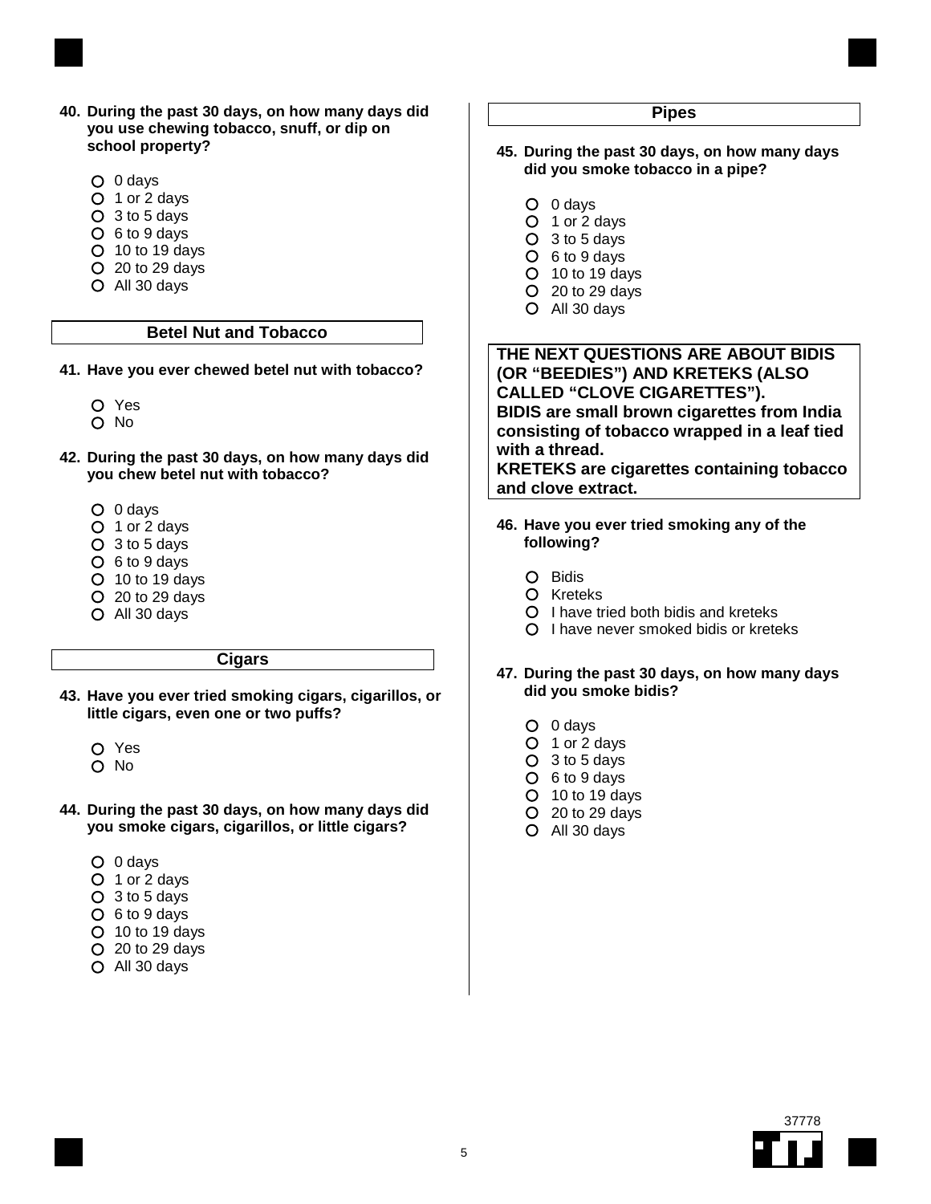**40. During the past 30 days, on how many days did you use chewing tobacco, snuff, or dip on school property?**

- 0 days
- 1 or 2 days
- 3 to 5 days
- 6 to 9 days
- 10 to 19 days
- 20 to 29 days
- All 30 days

## Betel Nut and Tobacco

**41. Have you ever chewed betel nut with tobacco?**

- Yes
- No

**42. During the past 30 days, on how many days did you chew betel nut with tobacco?**

- 0 days
- 1 or 2 days
- 3 to 5 days
- 6 to 9 days
- 10 to 19 days
- 20 to 29 days
- All 30 days

## Cigars

**43. Have you ever tried smoking cigars, cigarillos, or little cigars, even one or two puffs?**

- Yes
- No

**44. During the past 30 days, on how many days did you smoke cigars, cigarillos, or little cigars?**

- 0 days
- 1 or 2 days
- 3 to 5 days
- 6 to 9 days
- 10 to 19 days
- 20 to 29 days
- All 30 days

## Pipes

**45. During the past 30 days, on how many days did you smoke tobacco in a pipe?**

- 0 days
- 1 or 2 days
- 3 to 5 days
- 6 to 9 days
- 10 to 19 days
- 20 to 29 days
- All 30 days

**THE NEXT QUESTIONS ARE ABOUT BIDIS (OR "BEEDIES") AND KRETEKS (ALSO CALLED "CLOVE CIGARETTES").**
**BIDIS are small brown cigarettes from India consisting of tobacco wrapped in a leaf tied with a thread.**
**KRETEKS are cigarettes containing tobacco and clove extract.**

**46. Have you ever tried smoking any of the following?**

- Bidis
- Kreteks
- I have tried both bidis and kreteks
- I have never smoked bidis or kreteks

**47. During the past 30 days, on how many days did you smoke bidis?**

- 0 days
- 1 or 2 days
- 3 to 5 days
- 6 to 9 days
- 10 to 19 days
- 20 to 29 days
- All 30 days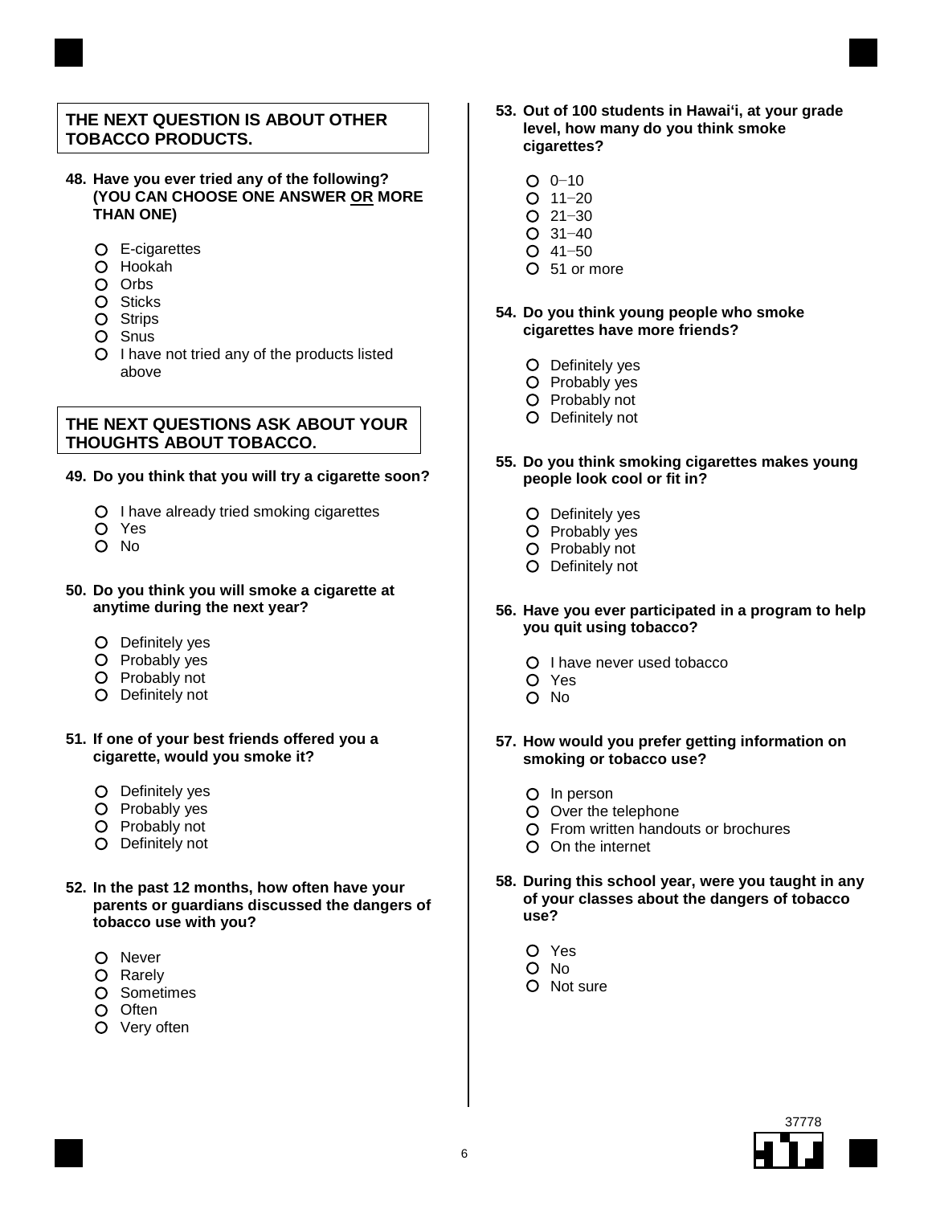**THE NEXT QUESTION IS ABOUT OTHER TOBACCO PRODUCTS.**

**48. Have you ever tried any of the following? (YOU CAN CHOOSE ONE ANSWER OR MORE THAN ONE)**

- E-cigarettes
- Hookah
- Orbs
- Sticks
- Strips
- Snus
- I have not tried any of the products listed above

**THE NEXT QUESTIONS ASK ABOUT YOUR THOUGHTS ABOUT TOBACCO.**

**49. Do you think that you will try a cigarette soon?**

- I have already tried smoking cigarettes
- Yes
- No

**50. Do you think you will smoke a cigarette at anytime during the next year?**

- Definitely yes
- Probably yes
- Probably not
- Definitely not

**51. If one of your best friends offered you a cigarette, would you smoke it?**

- Definitely yes
- Probably yes
- Probably not
- Definitely not

**52. In the past 12 months, how often have your parents or guardians discussed the dangers of tobacco use with you?**

- Never
- Rarely
- Sometimes
- Often
- Very often

**53. Out of 100 students in Hawai'i, at your grade level, how many do you think smoke cigarettes?**

- 0–10
- 11–20
- 21–30
- 31–40
- 41–50
- 51 or more

**54. Do you think young people who smoke cigarettes have more friends?**

- Definitely yes
- Probably yes
- Probably not
- Definitely not

**55. Do you think smoking cigarettes makes young people look cool or fit in?**

- Definitely yes
- Probably yes
- Probably not
- Definitely not

**56. Have you ever participated in a program to help you quit using tobacco?**

- I have never used tobacco
- Yes
- No

**57. How would you prefer getting information on smoking or tobacco use?**

- In person
- Over the telephone
- From written handouts or brochures
- On the internet

**58. During this school year, were you taught in any of your classes about the dangers of tobacco use?**

- Yes
- No
- Not sure

37778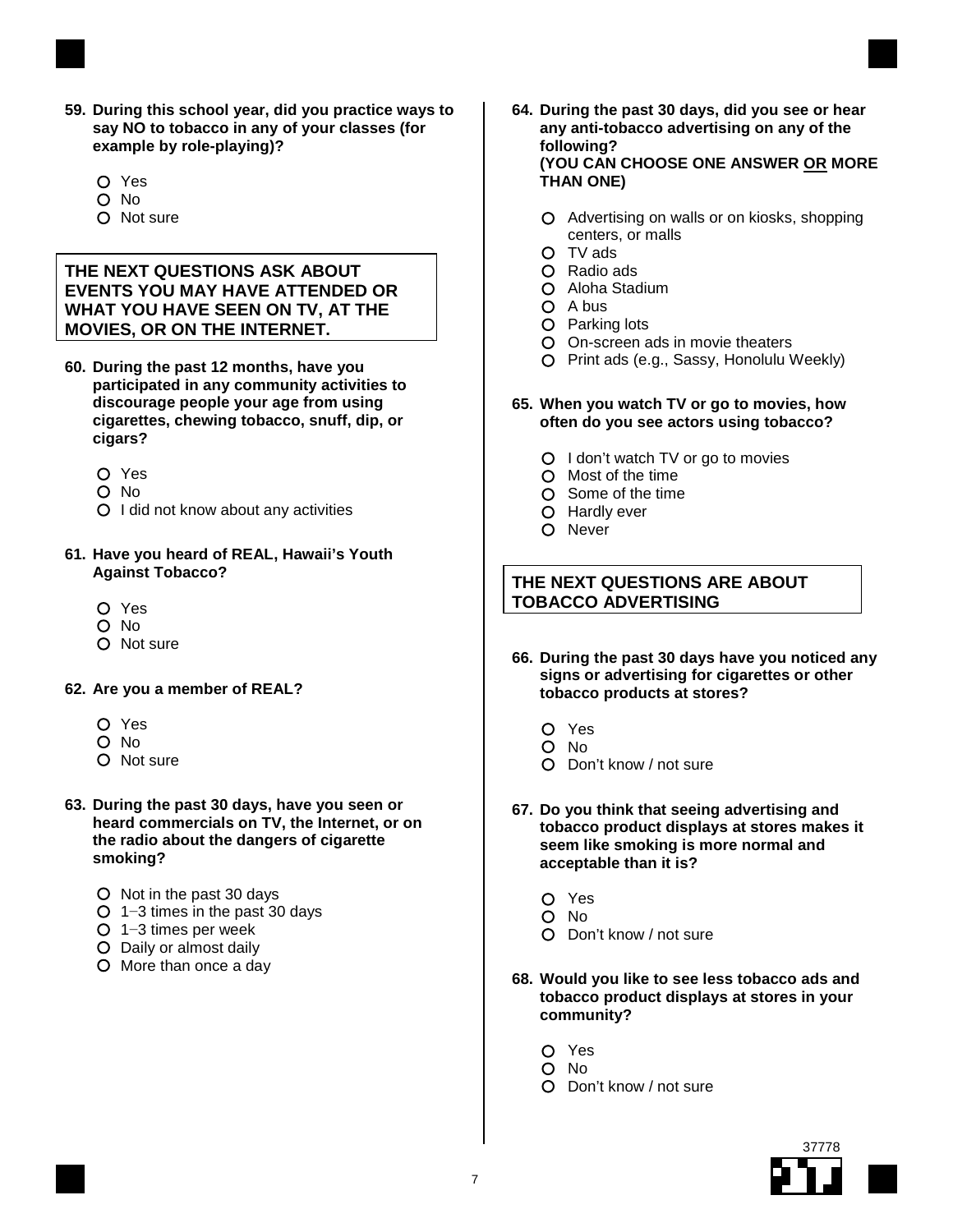**59. During this school year, did you practice ways to say NO to tobacco in any of your classes (for example by role-playing)?**

- Yes
- No
- Not sure

**THE NEXT QUESTIONS ASK ABOUT EVENTS YOU MAY HAVE ATTENDED OR WHAT YOU HAVE SEEN ON TV, AT THE MOVIES, OR ON THE INTERNET.**

**60. During the past 12 months, have you participated in any community activities to discourage people your age from using cigarettes, chewing tobacco, snuff, dip, or cigars?**

- Yes
- No
- I did not know about any activities

**61. Have you heard of REAL, Hawaii's Youth Against Tobacco?**

- Yes
- No
- Not sure

**62. Are you a member of REAL?**

- Yes
- No
- Not sure

**63. During the past 30 days, have you seen or heard commercials on TV, the Internet, or on the radio about the dangers of cigarette smoking?**

- Not in the past 30 days
- 1−3 times in the past 30 days
- 1−3 times per week
- Daily or almost daily
- More than once a day

**64. During the past 30 days, did you see or hear any anti-tobacco advertising on any of the following? (YOU CAN CHOOSE ONE ANSWER OR MORE THAN ONE)**

- Advertising on walls or on kiosks, shopping centers, or malls
- TV ads
- Radio ads
- Aloha Stadium
- A bus
- Parking lots
- On-screen ads in movie theaters
- Print ads (e.g., Sassy, Honolulu Weekly)

**65. When you watch TV or go to movies, how often do you see actors using tobacco?**

- I don't watch TV or go to movies
- Most of the time
- Some of the time
- Hardly ever
- Never

**THE NEXT QUESTIONS ARE ABOUT TOBACCO ADVERTISING**

**66. During the past 30 days have you noticed any signs or advertising for cigarettes or other tobacco products at stores?**

- Yes
- No
- Don't know / not sure

**67. Do you think that seeing advertising and tobacco product displays at stores makes it seem like smoking is more normal and acceptable than it is?**

- Yes
- No
- Don't know / not sure

**68. Would you like to see less tobacco ads and tobacco product displays at stores in your community?**

- Yes
- No
- Don't know / not sure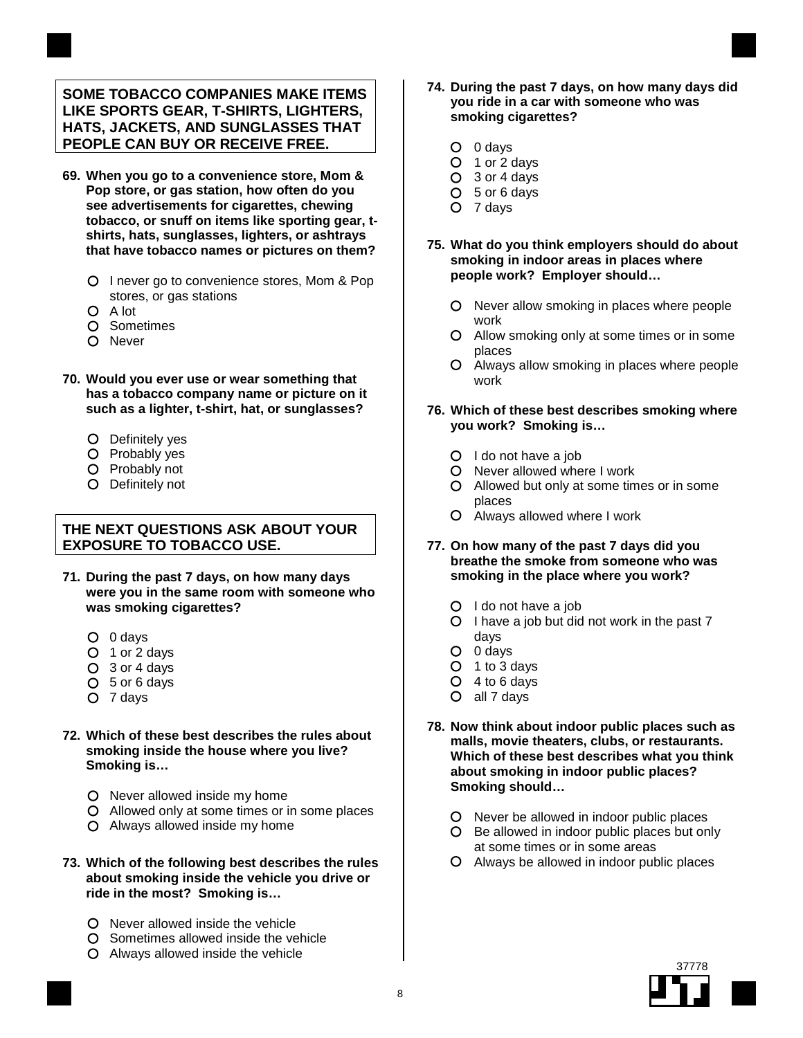**SOME TOBACCO COMPANIES MAKE ITEMS LIKE SPORTS GEAR, T-SHIRTS, LIGHTERS, HATS, JACKETS, AND SUNGLASSES THAT PEOPLE CAN BUY OR RECEIVE FREE.**

**69. When you go to a convenience store, Mom & Pop store, or gas station, how often do you see advertisements for cigarettes, chewing tobacco, or snuff on items like sporting gear, t-shirts, hats, sunglasses, lighters, or ashtrays that have tobacco names or pictures on them?**

- I never go to convenience stores, Mom & Pop stores, or gas stations
- A lot
- Sometimes
- Never

**70. Would you ever use or wear something that has a tobacco company name or picture on it such as a lighter, t-shirt, hat, or sunglasses?**

- Definitely yes
- Probably yes
- Probably not
- Definitely not

**THE NEXT QUESTIONS ASK ABOUT YOUR EXPOSURE TO TOBACCO USE.**

**71. During the past 7 days, on how many days were you in the same room with someone who was smoking cigarettes?**

- 0 days
- 1 or 2 days
- 3 or 4 days
- 5 or 6 days
- 7 days

**72. Which of these best describes the rules about smoking inside the house where you live? Smoking is…**

- Never allowed inside my home
- Allowed only at some times or in some places
- Always allowed inside my home

**73. Which of the following best describes the rules about smoking inside the vehicle you drive or ride in the most? Smoking is…**

- Never allowed inside the vehicle
- Sometimes allowed inside the vehicle
- Always allowed inside the vehicle

**74. During the past 7 days, on how many days did you ride in a car with someone who was smoking cigarettes?**

- 0 days
- 1 or 2 days
- 3 or 4 days
- 5 or 6 days
- 7 days

**75. What do you think employers should do about smoking in indoor areas in places where people work? Employer should…**

- Never allow smoking in places where people work
- Allow smoking only at some times or in some places
- Always allow smoking in places where people work

**76. Which of these best describes smoking where you work? Smoking is…**

- I do not have a job
- Never allowed where I work
- Allowed but only at some times or in some places
- Always allowed where I work

**77. On how many of the past 7 days did you breathe the smoke from someone who was smoking in the place where you work?**

- I do not have a job
- I have a job but did not work in the past 7 days
- 0 days
- 1 to 3 days
- 4 to 6 days
- all 7 days

**78. Now think about indoor public places such as malls, movie theaters, clubs, or restaurants. Which of these best describes what you think about smoking in indoor public places? Smoking should…**

- Never be allowed in indoor public places
- Be allowed in indoor public places but only at some times or in some areas
- Always be allowed in indoor public places

37778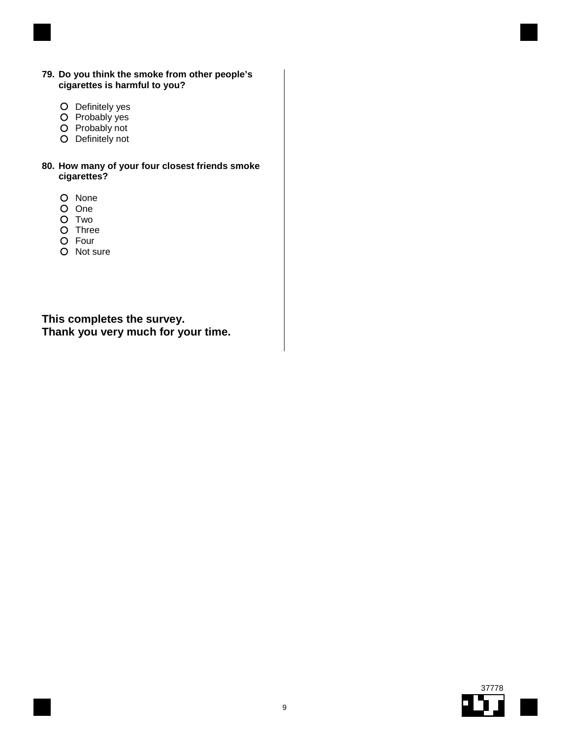**79. Do you think the smoke from other people's cigarettes is harmful to you?**

- O Definitely yes
- O Probably yes
- O Probably not
- O Definitely not

**80. How many of your four closest friends smoke cigarettes?**

- O None
- O One
- O Two
- O Three
- O Four
- O Not sure

**This completes the survey.**
**Thank you very much for your time.**

37778